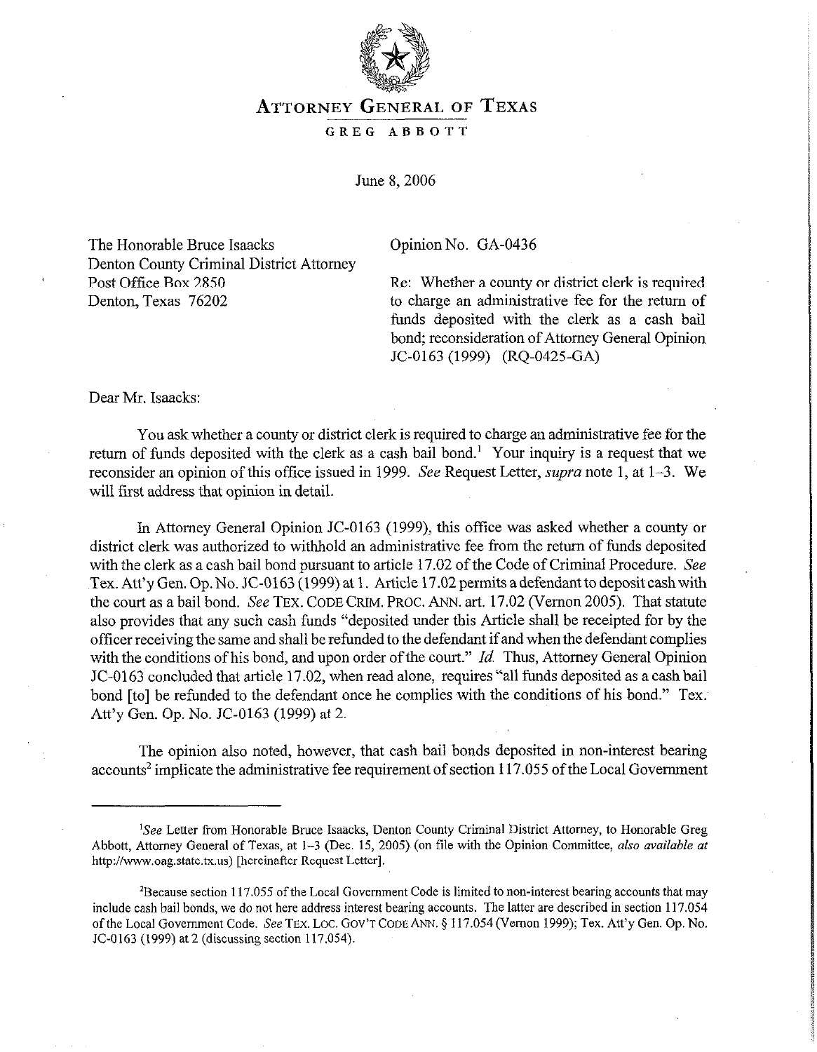# ATTORNEY GENERAL OF TEXAS

**GREG ABBOTT**

June 8, 2006

The Honorable Bruce Isaacks
Denton County Criminal District Attorney
Post Office Box 2850
Denton, Texas 76202

Opinion No. GA-0436

Re: Whether a county or district clerk is required to charge an administrative fee for the return of funds deposited with the clerk as a cash bail bond; reconsideration of Attorney General Opinion JC-0163 (1999) (RQ-0425-GA)

Dear Mr. Isaacks:

You ask whether a county or district clerk is required to charge an administrative fee for the return of funds deposited with the clerk as a cash bail bond.[1] Your inquiry is a request that we reconsider an opinion of this office issued in 1999. *See* Request Letter, *supra* note 1, at 1–3. We will first address that opinion in detail.

In Attorney General Opinion JC-0163 (1999), this office was asked whether a county or district clerk was authorized to withhold an administrative fee from the return of funds deposited with the clerk as a cash bail bond pursuant to article 17.02 of the Code of Criminal Procedure. *See* Tex. Att'y Gen. Op. No. JC-0163 (1999) at 1. Article 17.02 permits a defendant to deposit cash with the court as a bail bond. *See* TEX. CODE CRIM. PROC. ANN. art. 17.02 (Vernon 2005). That statute also provides that any such cash funds "deposited under this Article shall be receipted for by the officer receiving the same and shall be refunded to the defendant if and when the defendant complies with the conditions of his bond, and upon order of the court." *Id.* Thus, Attorney General Opinion JC-0163 concluded that article 17.02, when read alone, requires "all funds deposited as a cash bail bond [to] be refunded to the defendant once he complies with the conditions of his bond." Tex. Att'y Gen. Op. No. JC-0163 (1999) at 2.

The opinion also noted, however, that cash bail bonds deposited in non-interest bearing accounts[2] implicate the administrative fee requirement of section 117.055 of the Local Government

---

[1]*See* Letter from Honorable Bruce Isaacks, Denton County Criminal District Attorney, to Honorable Greg Abbott, Attorney General of Texas, at 1–3 (Dec. 15, 2005) (on file with the Opinion Committee, *also available at* http://www.oag.state.tx.us) [hereinafter Request Letter].

[2]Because section 117.055 of the Local Government Code is limited to non-interest bearing accounts that may include cash bail bonds, we do not here address interest bearing accounts. The latter are described in section 117.054 of the Local Government Code. *See* TEX. LOC. GOV'T CODE ANN. § 117.054 (Vernon 1999); Tex. Att'y Gen. Op. No. JC-0163 (1999) at 2 (discussing section 117.054).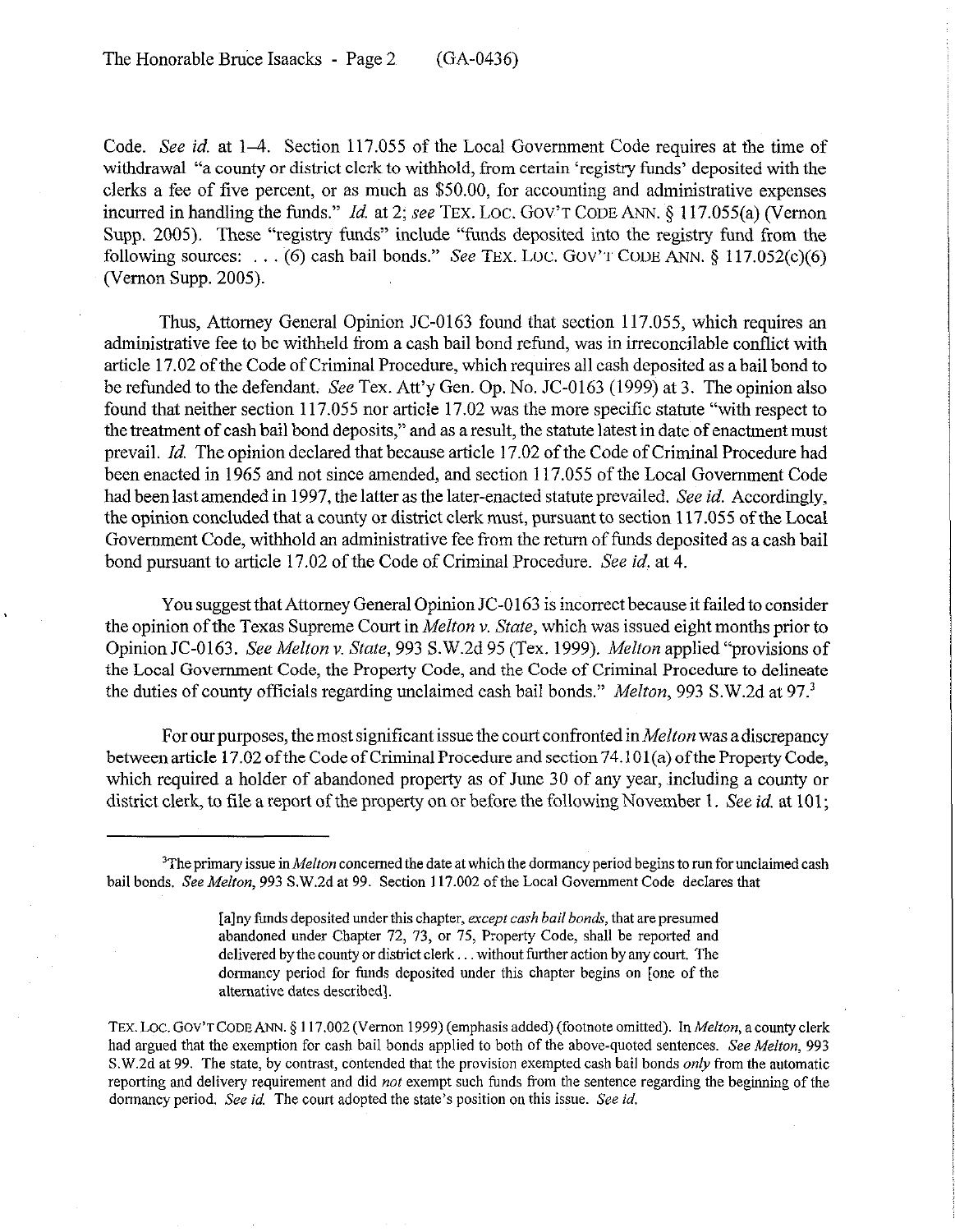Code. *See id.* at 1–4. Section 117.055 of the Local Government Code requires at the time of withdrawal "a county or district clerk to withhold, from certain 'registry funds' deposited with the clerks a fee of five percent, or as much as $50.00, for accounting and administrative expenses incurred in handling the funds." *Id.* at 2; *see* TEX. LOC. GOV'T CODE ANN. § 117.055(a) (Vernon Supp. 2005). These "registry funds" include "funds deposited into the registry fund from the following sources: . . . (6) cash bail bonds." *See* TEX. LOC. GOV'T CODE ANN. § 117.052(c)(6) (Vernon Supp. 2005).

Thus, Attorney General Opinion JC-0163 found that section 117.055, which requires an administrative fee to be withheld from a cash bail bond refund, was in irreconcilable conflict with article 17.02 of the Code of Criminal Procedure, which requires all cash deposited as a bail bond to be refunded to the defendant. *See* Tex. Att'y Gen. Op. No. JC-0163 (1999) at 3. The opinion also found that neither section 117.055 nor article 17.02 was the more specific statute "with respect to the treatment of cash bail bond deposits," and as a result, the statute latest in date of enactment must prevail. *Id.* The opinion declared that because article 17.02 of the Code of Criminal Procedure had been enacted in 1965 and not since amended, and section 117.055 of the Local Government Code had been last amended in 1997, the latter as the later-enacted statute prevailed. *See id.* Accordingly, the opinion concluded that a county or district clerk must, pursuant to section 117.055 of the Local Government Code, withhold an administrative fee from the return of funds deposited as a cash bail bond pursuant to article 17.02 of the Code of Criminal Procedure. *See id.* at 4.

You suggest that Attorney General Opinion JC-0163 is incorrect because it failed to consider the opinion of the Texas Supreme Court in *Melton v. State*, which was issued eight months prior to Opinion JC-0163. *See Melton v. State*, 993 S.W.2d 95 (Tex. 1999). *Melton* applied "provisions of the Local Government Code, the Property Code, and the Code of Criminal Procedure to delineate the duties of county officials regarding unclaimed cash bail bonds." *Melton*, 993 S.W.2d at 97.[3]

For our purposes, the most significant issue the court confronted in *Melton* was a discrepancy between article 17.02 of the Code of Criminal Procedure and section 74.101(a) of the Property Code, which required a holder of abandoned property as of June 30 of any year, including a county or district clerk, to file a report of the property on or before the following November 1. *See id.* at 101;

---

[3]The primary issue in *Melton* concerned the date at which the dormancy period begins to run for unclaimed cash bail bonds. *See Melton*, 993 S.W.2d at 99. Section 117.002 of the Local Government Code declares that

> [a]ny funds deposited under this chapter, *except cash bail bonds*, that are presumed abandoned under Chapter 72, 73, or 75, Property Code, shall be reported and delivered by the county or district clerk . . . without further action by any court. The dormancy period for funds deposited under this chapter begins on [one of the alternative dates described].

TEX. LOC. GOV'T CODE ANN. § 117.002 (Vernon 1999) (emphasis added) (footnote omitted). In *Melton*, a county clerk had argued that the exemption for cash bail bonds applied to both of the above-quoted sentences. *See Melton*, 993 S.W.2d at 99. The state, by contrast, contended that the provision exempted cash bail bonds *only* from the automatic reporting and delivery requirement and did *not* exempt such funds from the sentence regarding the beginning of the dormancy period. *See id.* The court adopted the state's position on this issue. *See id.*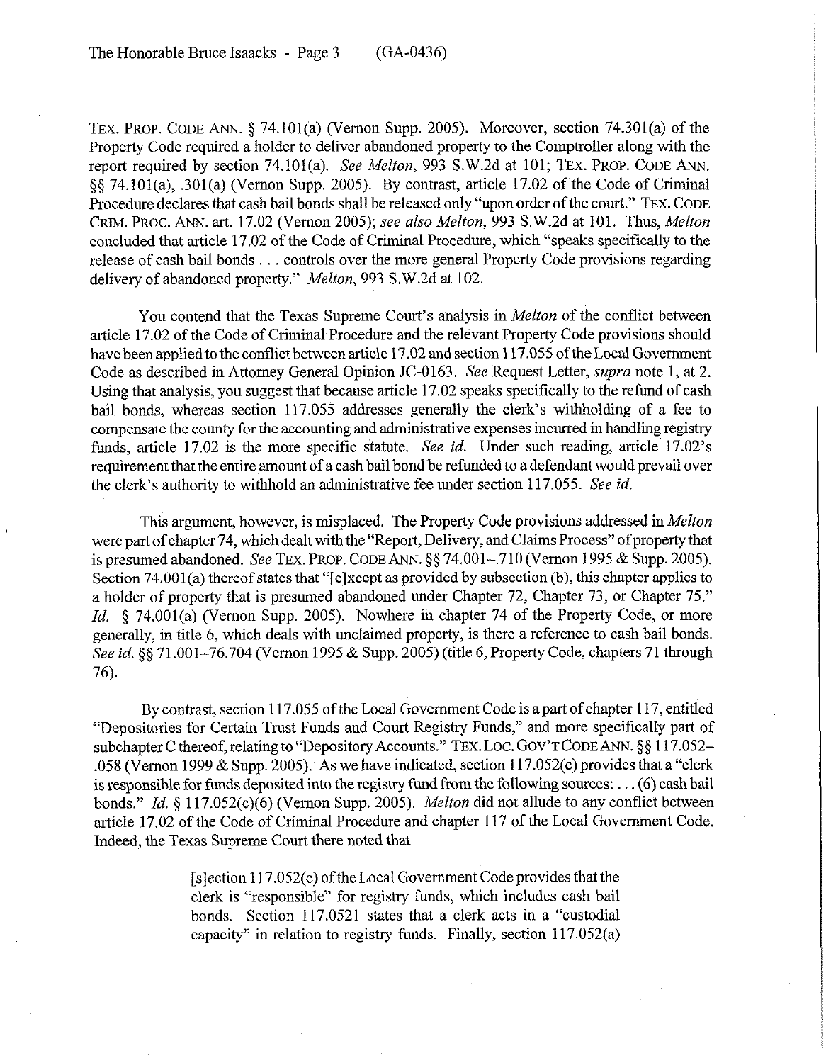TEX. PROP. CODE ANN. § 74.101(a) (Vernon Supp. 2005). Moreover, section 74.301(a) of the Property Code required a holder to deliver abandoned property to the Comptroller along with the report required by section 74.101(a). *See Melton*, 993 S.W.2d at 101; TEX. PROP. CODE ANN. §§ 74.101(a), .301(a) (Vernon Supp. 2005). By contrast, article 17.02 of the Code of Criminal Procedure declares that cash bail bonds shall be released only "upon order of the court." TEX. CODE CRIM. PROC. ANN. art. 17.02 (Vernon 2005); *see also Melton*, 993 S.W.2d at 101. Thus, *Melton* concluded that article 17.02 of the Code of Criminal Procedure, which "speaks specifically to the release of cash bail bonds . . . controls over the more general Property Code provisions regarding delivery of abandoned property." *Melton*, 993 S.W.2d at 102.

You contend that the Texas Supreme Court's analysis in *Melton* of the conflict between article 17.02 of the Code of Criminal Procedure and the relevant Property Code provisions should have been applied to the conflict between article 17.02 and section 117.055 of the Local Government Code as described in Attorney General Opinion JC-0163. *See* Request Letter, *supra* note 1, at 2. Using that analysis, you suggest that because article 17.02 speaks specifically to the refund of cash bail bonds, whereas section 117.055 addresses generally the clerk's withholding of a fee to compensate the county for the accounting and administrative expenses incurred in handling registry funds, article 17.02 is the more specific statute. *See id.* Under such reading, article 17.02's requirement that the entire amount of a cash bail bond be refunded to a defendant would prevail over the clerk's authority to withhold an administrative fee under section 117.055. *See id.*

This argument, however, is misplaced. The Property Code provisions addressed in *Melton* were part of chapter 74, which dealt with the "Report, Delivery, and Claims Process" of property that is presumed abandoned. *See* TEX. PROP. CODE ANN. §§ 74.001–.710 (Vernon 1995 & Supp. 2005). Section 74.001(a) thereof states that "[e]xcept as provided by subsection (b), this chapter applies to a holder of property that is presumed abandoned under Chapter 72, Chapter 73, or Chapter 75." *Id.* § 74.001(a) (Vernon Supp. 2005). Nowhere in chapter 74 of the Property Code, or more generally, in title 6, which deals with unclaimed property, is there a reference to cash bail bonds. *See id.* §§ 71.001–76.704 (Vernon 1995 & Supp. 2005) (title 6, Property Code, chapters 71 through 76).

By contrast, section 117.055 of the Local Government Code is a part of chapter 117, entitled "Depositories for Certain Trust Funds and Court Registry Funds," and more specifically part of subchapter C thereof, relating to "Depository Accounts." TEX. LOC. GOV'T CODE ANN. §§ 117.052–.058 (Vernon 1999 & Supp. 2005). As we have indicated, section 117.052(c) provides that a "clerk is responsible for funds deposited into the registry fund from the following sources: . . . (6) cash bail bonds." *Id.* § 117.052(c)(6) (Vernon Supp. 2005). *Melton* did not allude to any conflict between article 17.02 of the Code of Criminal Procedure and chapter 117 of the Local Government Code. Indeed, the Texas Supreme Court there noted that

> [s]ection 117.052(c) of the Local Government Code provides that the clerk is "responsible" for registry funds, which includes cash bail bonds. Section 117.0521 states that a clerk acts in a "custodial capacity" in relation to registry funds. Finally, section 117.052(a)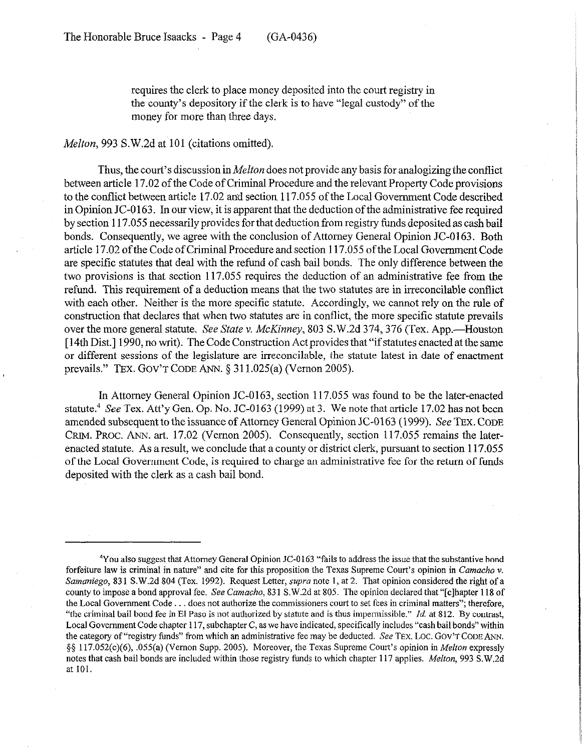> requires the clerk to place money deposited into the court registry in the county's depository if the clerk is to have "legal custody" of the money for more than three days.

*Melton*, 993 S.W.2d at 101 (citations omitted).

Thus, the court's discussion in *Melton* does not provide any basis for analogizing the conflict between article 17.02 of the Code of Criminal Procedure and the relevant Property Code provisions to the conflict between article 17.02 and section 117.055 of the Local Government Code described in Opinion JC-0163. In our view, it is apparent that the deduction of the administrative fee required by section 117.055 necessarily provides for that deduction from registry funds deposited as cash bail bonds. Consequently, we agree with the conclusion of Attorney General Opinion JC-0163. Both article 17.02 of the Code of Criminal Procedure and section 117.055 of the Local Government Code are specific statutes that deal with the refund of cash bail bonds. The only difference between the two provisions is that section 117.055 requires the deduction of an administrative fee from the refund. This requirement of a deduction means that the two statutes are in irreconcilable conflict with each other. Neither is the more specific statute. Accordingly, we cannot rely on the rule of construction that declares that when two statutes are in conflict, the more specific statute prevails over the more general statute. *See State v. McKinney*, 803 S.W.2d 374, 376 (Tex. App.—Houston [14th Dist.] 1990, no writ). The Code Construction Act provides that "if statutes enacted at the same or different sessions of the legislature are irreconcilable, the statute latest in date of enactment prevails." TEX. GOV'T CODE ANN. § 311.025(a) (Vernon 2005).

In Attorney General Opinion JC-0163, section 117.055 was found to be the later-enacted statute.[4] *See* Tex. Att'y Gen. Op. No. JC-0163 (1999) at 3. We note that article 17.02 has not been amended subsequent to the issuance of Attorney General Opinion JC-0163 (1999). *See* TEX. CODE CRIM. PROC. ANN. art. 17.02 (Vernon 2005). Consequently, section 117.055 remains the later-enacted statute. As a result, we conclude that a county or district clerk, pursuant to section 117.055 of the Local Government Code, is required to charge an administrative fee for the return of funds deposited with the clerk as a cash bail bond.

---

[4]You also suggest that Attorney General Opinion JC-0163 "fails to address the issue that the substantive bond forfeiture law is criminal in nature" and cite for this proposition the Texas Supreme Court's opinion in *Camacho v. Samaniego*, 831 S.W.2d 804 (Tex. 1992). Request Letter, *supra* note 1, at 2. That opinion considered the right of a county to impose a bond approval fee. *See Camacho*, 831 S.W.2d at 805. The opinion declared that "[c]hapter 118 of the Local Government Code . . . does not authorize the commissioners court to set fees in criminal matters"; therefore, "the criminal bail bond fee in El Paso is not authorized by statute and is thus impermissible." *Id.* at 812. By contrast, Local Government Code chapter 117, subchapter C, as we have indicated, specifically includes "cash bail bonds" within the category of "registry funds" from which an administrative fee may be deducted. *See* TEX. LOC. GOV'T CODE ANN. §§ 117.052(c)(6), .055(a) (Vernon Supp. 2005). Moreover, the Texas Supreme Court's opinion in *Melton* expressly notes that cash bail bonds are included within those registry funds to which chapter 117 applies. *Melton*, 993 S.W.2d at 101.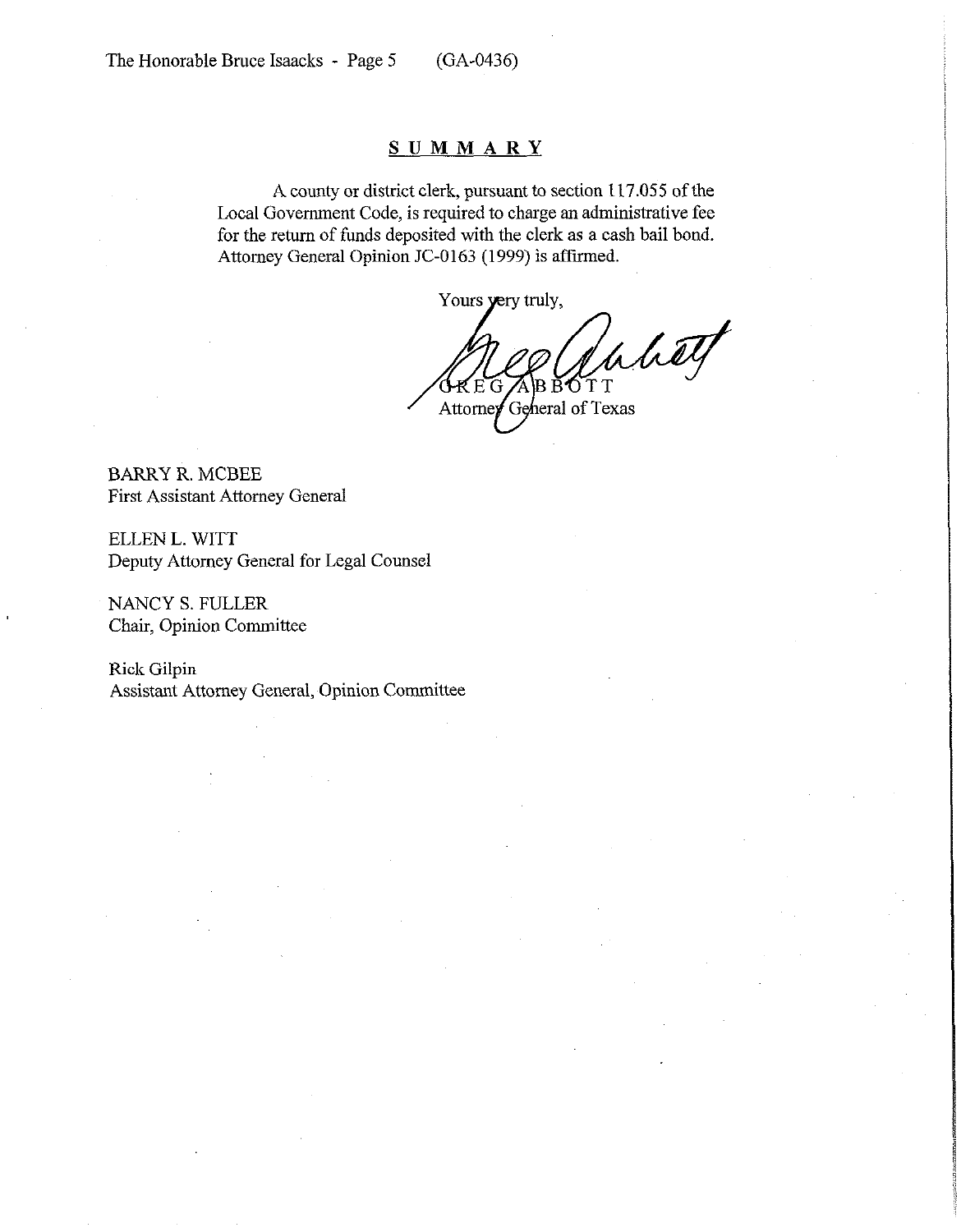## SUMMARY

A county or district clerk, pursuant to section 117.055 of the Local Government Code, is required to charge an administrative fee for the return of funds deposited with the clerk as a cash bail bond. Attorney General Opinion JC-0163 (1999) is affirmed.

Yours very truly,

GREG ABBOTT
Attorney General of Texas

BARRY R. MCBEE
First Assistant Attorney General

ELLEN L. WITT
Deputy Attorney General for Legal Counsel

NANCY S. FULLER
Chair, Opinion Committee

Rick Gilpin
Assistant Attorney General, Opinion Committee